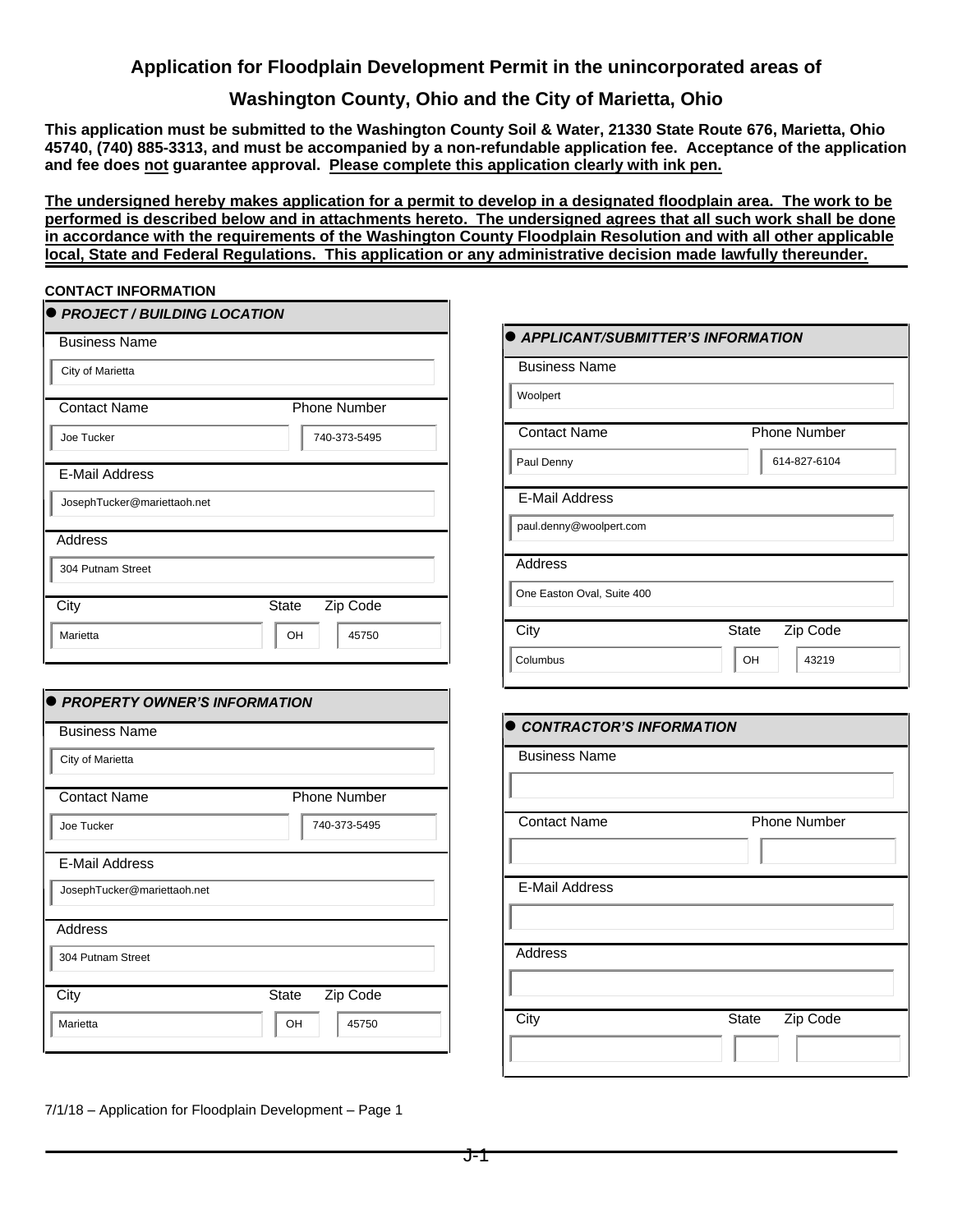# Application for Floodplain Development Permit in the unincorporated areas of Washington County, Ohio and the City of Marietta, Ohio

**This application must be submitted to the Washington County Soil & Water, 21330 State Route 676, Marietta, Ohio 45740, (740) 885-3313, and must be accompanied by a non-refundable application fee. Acceptance of the application and fee does not guarantee approval. Please complete this application clearly with ink pen.**

**The undersigned hereby makes application for a permit to develop in a designated floodplain area. The work to be performed is described below and in attachments hereto. The undersigned agrees that all such work shall be done in accordance with the requirements of the Washington County Floodplain Resolution and with all other applicable local, State and Federal Regulations. This application or any administrative decision made lawfully thereunder.**

**CONTACT INFORMATION**

### ● *PROJECT / BUILDING LOCATION*

| Field | Value |
|---|---|
| Business Name | City of Marietta |
| Contact Name | Joe Tucker |
| Phone Number | 740-373-5495 |
| E-Mail Address | JosephTucker@mariettaoh.net |
| Address | 304 Putnam Street |
| City | Marietta |
| State | OH |
| Zip Code | 45750 |

### ● *APPLICANT/SUBMITTER'S INFORMATION*

| Field | Value |
|---|---|
| Business Name | Woolpert |
| Contact Name | Paul Denny |
| Phone Number | 614-827-6104 |
| E-Mail Address | paul.denny@woolpert.com |
| Address | One Easton Oval, Suite 400 |
| City | Columbus |
| State | OH |
| Zip Code | 43219 |

### ● *PROPERTY OWNER'S INFORMATION*

| Field | Value |
|---|---|
| Business Name | City of Marietta |
| Contact Name | Joe Tucker |
| Phone Number | 740-373-5495 |
| E-Mail Address | JosephTucker@mariettaoh.net |
| Address | 304 Putnam Street |
| City | Marietta |
| State | OH |
| Zip Code | 45750 |

### ● *CONTRACTOR'S INFORMATION*

| Field | Value |
|---|---|
| Business Name | |
| Contact Name | |
| Phone Number | |
| E-Mail Address | |
| Address | |
| City | |
| State | |
| Zip Code | |

7/1/18 – Application for Floodplain Development – Page 1

J-1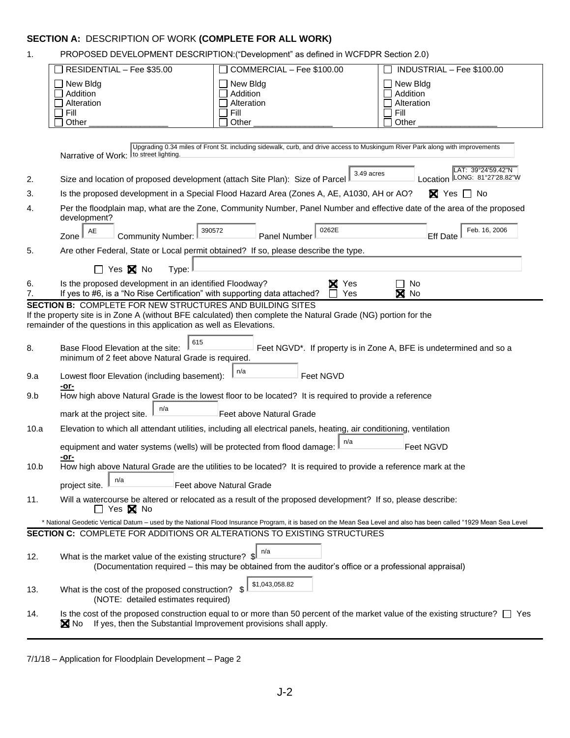## SECTION A: DESCRIPTION OF WORK (COMPLETE FOR ALL WORK)

1. PROPOSED DEVELOPMENT DESCRIPTION:("Development" as defined in WCFDPR Section 2.0)

| ☐ RESIDENTIAL – Fee $35.00 | ☐ COMMERCIAL – Fee $100.00 | ☐ INDUSTRIAL – Fee $100.00 |
|---|---|---|
| ☐ New Bldg<br>☐ Addition<br>☐ Alteration<br>☐ Fill<br>☐ Other ________________ | ☐ New Bldg<br>☐ Addition<br>☐ Alteration<br>☐ Fill<br>☐ Other ________________ | ☐ New Bldg<br>☐ Addition<br>☐ Alteration<br>☐ Fill<br>☐ Other ________________ |

Narrative of Work: Upgrading 0.34 miles of Front St. including sidewalk, curb, and drive access to Muskingum River Park along with improvements to street lighting.

2. Size and location of proposed development (attach Site Plan): Size of Parcel 3.49 acres Location LAT: 39°24'59.42"N LONG: 81°27'28.82"W

3. Is the proposed development in a Special Flood Hazard Area (Zones A, AE, A1030, AH or AO? ☒ Yes ☐ No

4. Per the floodplain map, what are the Zone, Community Number, Panel Number and effective date of the area of the proposed development?

   Zone AE Community Number: 390572 Panel Number 0262E Eff Date Feb. 16, 2006

5. Are other Federal, State or Local permit obtained? If so, please describe the type.

   ☐ Yes ☒ No Type:

6. Is the proposed development in an identified Floodway? ☒ Yes ☐ No

7. If yes to #6, is a "No Rise Certification" with supporting data attached? ☐ Yes ☒ No

## SECTION B: COMPLETE FOR NEW STRUCTURES AND BUILDING SITES

If the property site is in Zone A (without BFE calculated) then complete the Natural Grade (NG) portion for the remainder of the questions in this application as well as Elevations.

8. Base Flood Elevation at the site: 615 Feet NGVD*. If property is in Zone A, BFE is undetermined and so a minimum of 2 feet above Natural Grade is required.

9.a Lowest floor Elevation (including basement): n/a Feet NGVD

**-or-**

9.b How high above Natural Grade is the lowest floor to be located? It is required to provide a reference mark at the project site. n/a Feet above Natural Grade

10.a Elevation to which all attendant utilities, including all electrical panels, heating, air conditioning, ventilation equipment and water systems (wells) will be protected from flood damage: n/a Feet NGVD

**-or-**

10.b How high above Natural Grade are the utilities to be located? It is required to provide a reference mark at the project site. n/a Feet above Natural Grade

11. Will a watercourse be altered or relocated as a result of the proposed development? If so, please describe:
    ☐ Yes ☒ No

\* National Geodetic Vertical Datum – used by the National Flood Insurance Program, it is based on the Mean Sea Level and also has been called "1929 Mean Sea Level

## SECTION C: COMPLETE FOR ADDITIONS OR ALTERATIONS TO EXISTING STRUCTURES

12. What is the market value of the existing structure? $ n/a
    (Documentation required – this may be obtained from the auditor's office or a professional appraisal)

13. What is the cost of the proposed construction? $ $1,043,058.82
    (NOTE: detailed estimates required)

14. Is the cost of the proposed construction equal to or more than 50 percent of the market value of the existing structure? ☐ Yes ☒ No If yes, then the Substantial Improvement provisions shall apply.

7/1/18 – Application for Floodplain Development – Page 2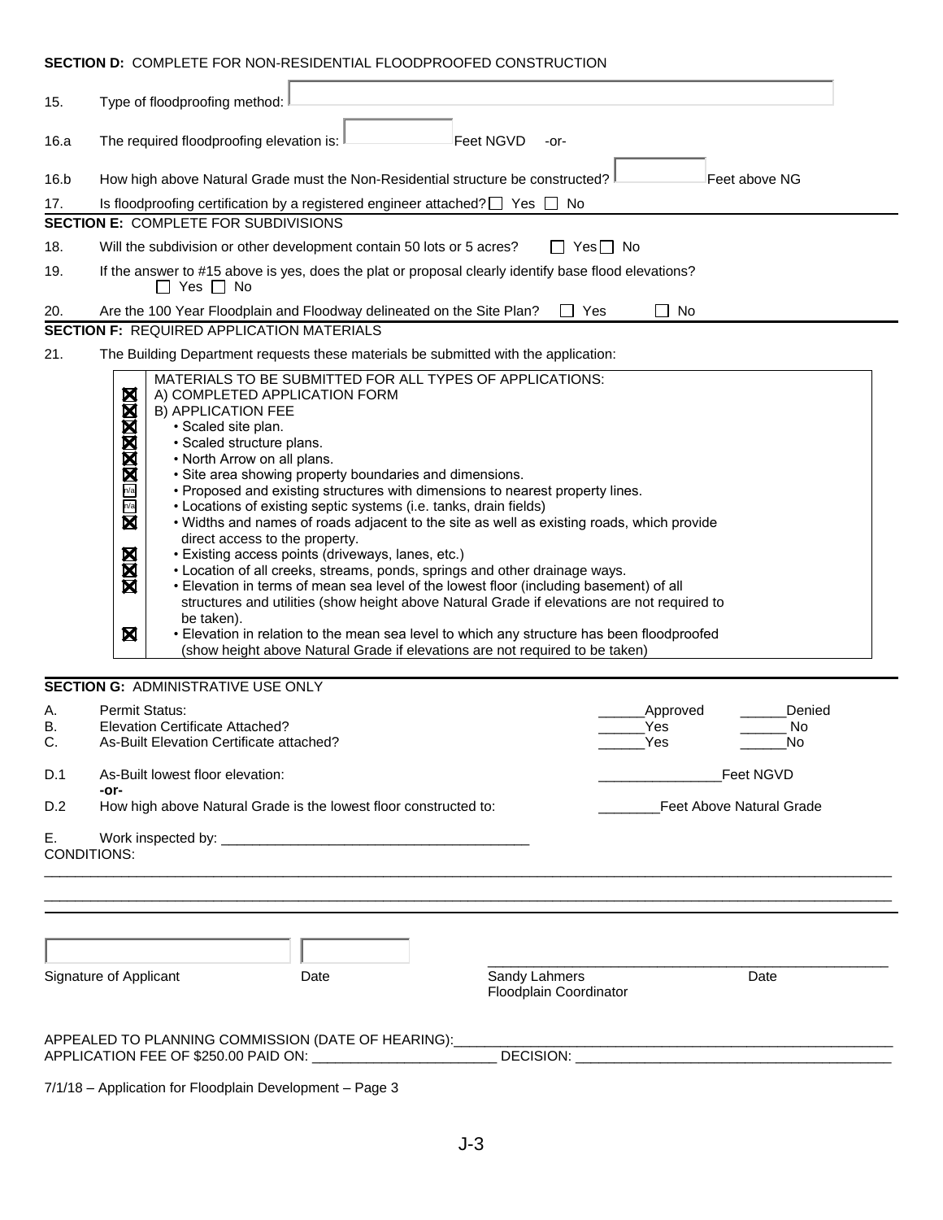**SECTION D:** COMPLETE FOR NON-RESIDENTIAL FLOODPROOFED CONSTRUCTION

15. Type of floodproofing method: ____________________

16.a The required floodproofing elevation is: __________ Feet NGVD -or-

16.b How high above Natural Grade must the Non-Residential structure be constructed? __________ Feet above NG

17. Is floodproofing certification by a registered engineer attached? ☐ Yes ☐ No

**SECTION E:** COMPLETE FOR SUBDIVISIONS

18. Will the subdivision or other development contain 50 lots or 5 acres? ☐ Yes ☐ No

19. If the answer to #15 above is yes, does the plat or proposal clearly identify base flood elevations? ☐ Yes ☐ No

20. Are the 100 Year Floodplain and Floodway delineated on the Site Plan? ☐ Yes ☐ No

**SECTION F:** REQUIRED APPLICATION MATERIALS

21. The Building Department requests these materials be submitted with the application:

MATERIALS TO BE SUBMITTED FOR ALL TYPES OF APPLICATIONS:

- ☒ A) COMPLETED APPLICATION FORM
- ☒ B) APPLICATION FEE
- ☒ • Scaled site plan.
- ☒ • Scaled structure plans.
- ☒ • North Arrow on all plans.
- ☒ • Site area showing property boundaries and dimensions.
- n/a • Proposed and existing structures with dimensions to nearest property lines.
- n/a • Locations of existing septic systems (i.e. tanks, drain fields)
- ☒ • Widths and names of roads adjacent to the site as well as existing roads, which provide direct access to the property.
- ☒ • Existing access points (driveways, lanes, etc.)
- ☒ • Location of all creeks, streams, ponds, springs and other drainage ways.
- ☒ • Elevation in terms of mean sea level of the lowest floor (including basement) of all structures and utilities (show height above Natural Grade if elevations are not required to be taken).
- ☒ • Elevation in relation to the mean sea level to which any structure has been floodproofed (show height above Natural Grade if elevations are not required to be taken)

**SECTION G:** ADMINISTRATIVE USE ONLY

A. Permit Status: ______Approved ______Denied

B. Elevation Certificate Attached? ______Yes ______No

C. As-Built Elevation Certificate attached? ______Yes ______No

D.1 As-Built lowest floor elevation: ________________Feet NGVD

**-or-**

D.2 How high above Natural Grade is the lowest floor constructed to: ________Feet Above Natural Grade

E. Work inspected by: ________________________________________

CONDITIONS:

________________________________________________________________________________

________________________________________________________________________________

| | | | |
|---|---|---|---|
| ____________________ | __________ | ________________________________ | |
| Signature of Applicant | Date | Sandy Lahmers<br>Floodplain Coordinator | Date |

APPEALED TO PLANNING COMMISSION (DATE OF HEARING):____________________________________________

APPLICATION FEE OF $250.00 PAID ON: ________________________ DECISION: ________________________________

7/1/18 – Application for Floodplain Development – Page 3

J-3